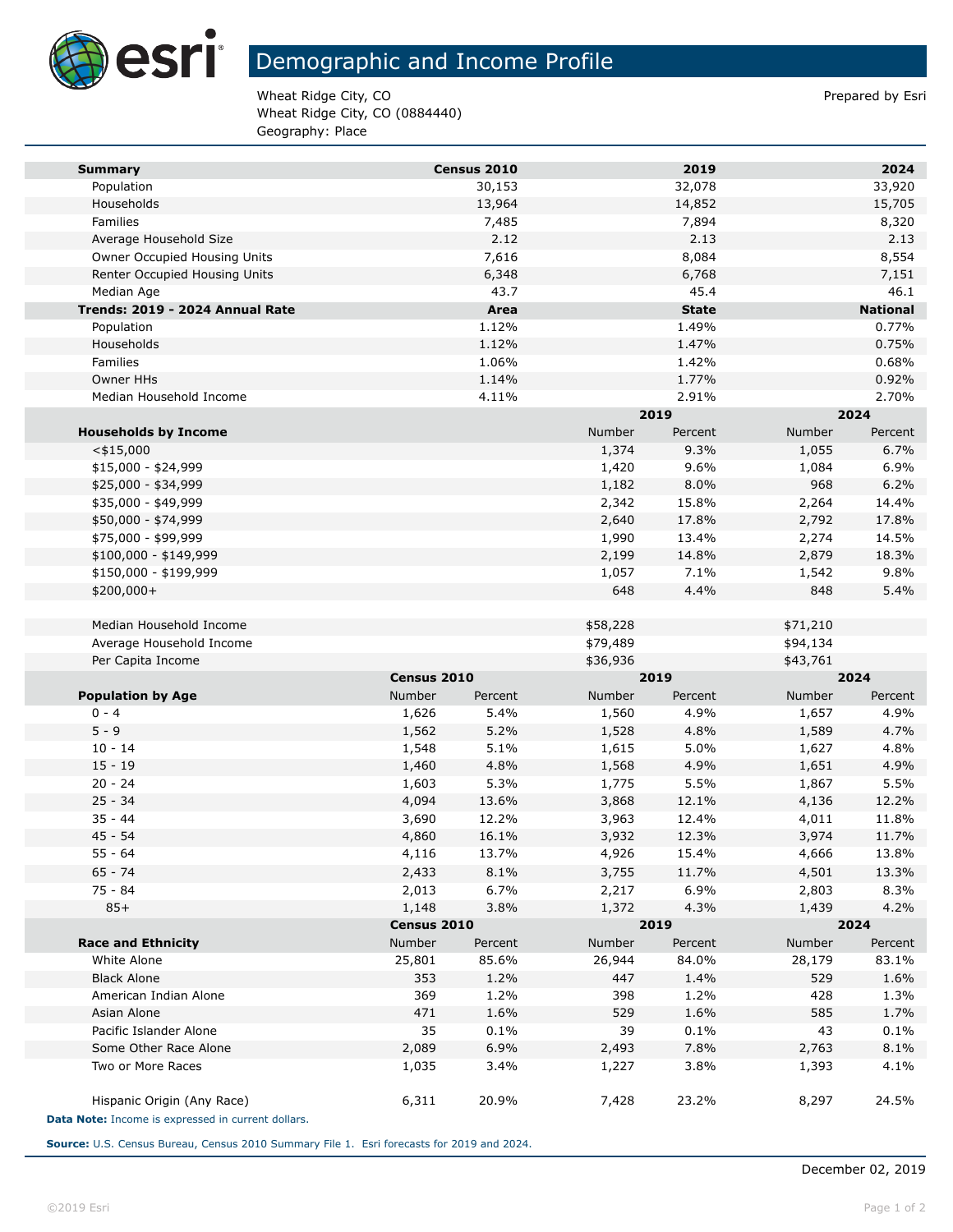# Demographic and Income Profile

Wheat Ridge City, CO
Wheat Ridge City, CO (0884440)
Geography: Place

Prepared by Esri

| Summary | Census 2010 | 2019 | 2024 |
|---|---|---|---|
| Population | 30,153 | 32,078 | 33,920 |
| Households | 13,964 | 14,852 | 15,705 |
| Families | 7,485 | 7,894 | 8,320 |
| Average Household Size | 2.12 | 2.13 | 2.13 |
| Owner Occupied Housing Units | 7,616 | 8,084 | 8,554 |
| Renter Occupied Housing Units | 6,348 | 6,768 | 7,151 |
| Median Age | 43.7 | 45.4 | 46.1 |

| Trends: 2019 - 2024 Annual Rate | Area | State | National |
|---|---|---|---|
| Population | 1.12% | 1.49% | 0.77% |
| Households | 1.12% | 1.47% | 0.75% |
| Families | 1.06% | 1.42% | 0.68% |
| Owner HHs | 1.14% | 1.77% | 0.92% |
| Median Household Income | 4.11% | 2.91% | 2.70% |

| | 2019 | | 2024 | |
|---|---|---|---|---|
| **Households by Income** | Number | Percent | Number | Percent |
| <$15,000 | 1,374 | 9.3% | 1,055 | 6.7% |
| $15,000 - $24,999 | 1,420 | 9.6% | 1,084 | 6.9% |
| $25,000 - $34,999 | 1,182 | 8.0% | 968 | 6.2% |
| $35,000 - $49,999 | 2,342 | 15.8% | 2,264 | 14.4% |
| $50,000 - $74,999 | 2,640 | 17.8% | 2,792 | 17.8% |
| $75,000 - $99,999 | 1,990 | 13.4% | 2,274 | 14.5% |
| $100,000 - $149,999 | 2,199 | 14.8% | 2,879 | 18.3% |
| $150,000 - $199,999 | 1,057 | 7.1% | 1,542 | 9.8% |
| $200,000+ | 648 | 4.4% | 848 | 5.4% |
| | | | | |
| Median Household Income | $58,228 | | $71,210 | |
| Average Household Income | $79,489 | | $94,134 | |
| Per Capita Income | $36,936 | | $43,761 | |

| | Census 2010 | | 2019 | | 2024 | |
|---|---|---|---|---|---|---|
| **Population by Age** | Number | Percent | Number | Percent | Number | Percent |
| 0 - 4 | 1,626 | 5.4% | 1,560 | 4.9% | 1,657 | 4.9% |
| 5 - 9 | 1,562 | 5.2% | 1,528 | 4.8% | 1,589 | 4.7% |
| 10 - 14 | 1,548 | 5.1% | 1,615 | 5.0% | 1,627 | 4.8% |
| 15 - 19 | 1,460 | 4.8% | 1,568 | 4.9% | 1,651 | 4.9% |
| 20 - 24 | 1,603 | 5.3% | 1,775 | 5.5% | 1,867 | 5.5% |
| 25 - 34 | 4,094 | 13.6% | 3,868 | 12.1% | 4,136 | 12.2% |
| 35 - 44 | 3,690 | 12.2% | 3,963 | 12.4% | 4,011 | 11.8% |
| 45 - 54 | 4,860 | 16.1% | 3,932 | 12.3% | 3,974 | 11.7% |
| 55 - 64 | 4,116 | 13.7% | 4,926 | 15.4% | 4,666 | 13.8% |
| 65 - 74 | 2,433 | 8.1% | 3,755 | 11.7% | 4,501 | 13.3% |
| 75 - 84 | 2,013 | 6.7% | 2,217 | 6.9% | 2,803 | 8.3% |
| 85+ | 1,148 | 3.8% | 1,372 | 4.3% | 1,439 | 4.2% |

| | Census 2010 | | 2019 | | 2024 | |
|---|---|---|---|---|---|---|
| **Race and Ethnicity** | Number | Percent | Number | Percent | Number | Percent |
| White Alone | 25,801 | 85.6% | 26,944 | 84.0% | 28,179 | 83.1% |
| Black Alone | 353 | 1.2% | 447 | 1.4% | 529 | 1.6% |
| American Indian Alone | 369 | 1.2% | 398 | 1.2% | 428 | 1.3% |
| Asian Alone | 471 | 1.6% | 529 | 1.6% | 585 | 1.7% |
| Pacific Islander Alone | 35 | 0.1% | 39 | 0.1% | 43 | 0.1% |
| Some Other Race Alone | 2,089 | 6.9% | 2,493 | 7.8% | 2,763 | 8.1% |
| Two or More Races | 1,035 | 3.4% | 1,227 | 3.8% | 1,393 | 4.1% |
| | | | | | | |
| Hispanic Origin (Any Race) | 6,311 | 20.9% | 7,428 | 23.2% | 8,297 | 24.5% |

**Data Note:** Income is expressed in current dollars.

**Source:** U.S. Census Bureau, Census 2010 Summary File 1. Esri forecasts for 2019 and 2024.

December 02, 2019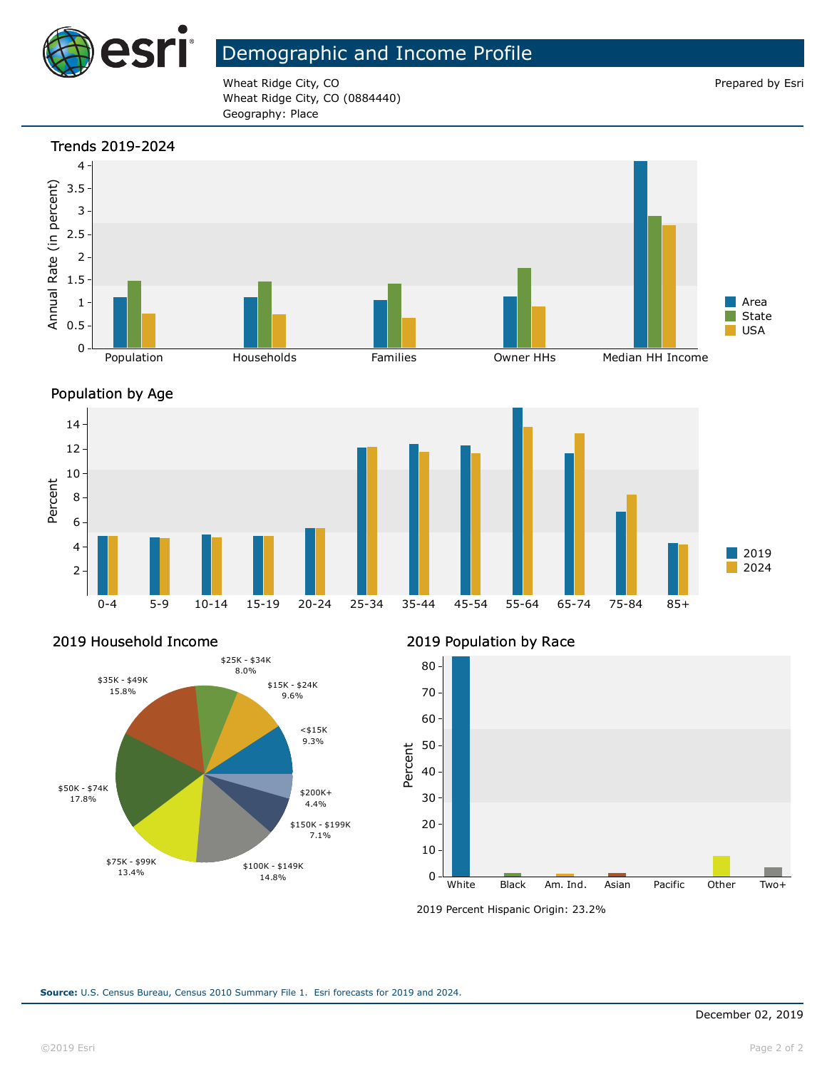# Demographic and Income Profile

Wheat Ridge City, CO
Wheat Ridge City, CO (0884440)
Geography: Place

Prepared by Esri

## Trends 2019-2024

Annual Rate (in percent)

Population | Households | Families | Owner HHs | Median HH Income

Area | State | USA

## Population by Age

Percent

0-4 | 5-9 | 10-14 | 15-19 | 20-24 | 25-34 | 35-44 | 45-54 | 55-64 | 65-74 | 75-84 | 85+

2019 | 2024

## 2019 Household Income

| Income | Percent |
|---|---|
| <$15K | 9.3% |
| $15K - $24K | 9.6% |
| $25K - $34K | 8.0% |
| $35K - $49K | 15.8% |
| $50K - $74K | 17.8% |
| $75K - $99K | 13.4% |
| $100K - $149K | 14.8% |
| $150K - $199K | 7.1% |
| $200K+ | 4.4% |

## 2019 Population by Race

Percent

White | Black | Am. Ind. | Asian | Pacific | Other | Two+

2019 Percent Hispanic Origin: 23.2%

**Source:** U.S. Census Bureau, Census 2010 Summary File 1. Esri forecasts for 2019 and 2024.

December 02, 2019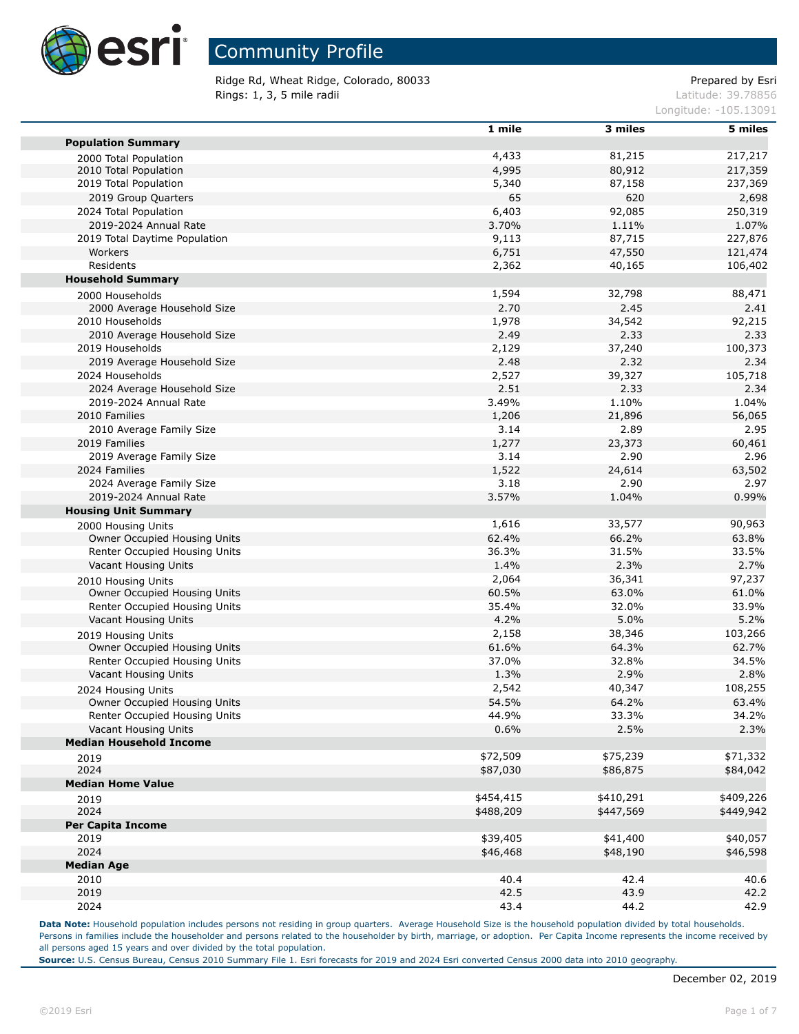# Community Profile

Ridge Rd, Wheat Ridge, Colorado, 80033
Rings: 1, 3, 5 mile radii

Prepared by Esri
Latitude: 39.78856
Longitude: -105.13091

| | 1 mile | 3 miles | 5 miles |
|---|---|---|---|
| **Population Summary** | | | |
| 2000 Total Population | 4,433 | 81,215 | 217,217 |
| 2010 Total Population | 4,995 | 80,912 | 217,359 |
| 2019 Total Population | 5,340 | 87,158 | 237,369 |
| 2019 Group Quarters | 65 | 620 | 2,698 |
| 2024 Total Population | 6,403 | 92,085 | 250,319 |
| 2019-2024 Annual Rate | 3.70% | 1.11% | 1.07% |
| 2019 Total Daytime Population | 9,113 | 87,715 | 227,876 |
| Workers | 6,751 | 47,550 | 121,474 |
| Residents | 2,362 | 40,165 | 106,402 |
| **Household Summary** | | | |
| 2000 Households | 1,594 | 32,798 | 88,471 |
| 2000 Average Household Size | 2.70 | 2.45 | 2.41 |
| 2010 Households | 1,978 | 34,542 | 92,215 |
| 2010 Average Household Size | 2.49 | 2.33 | 2.33 |
| 2019 Households | 2,129 | 37,240 | 100,373 |
| 2019 Average Household Size | 2.48 | 2.32 | 2.34 |
| 2024 Households | 2,527 | 39,327 | 105,718 |
| 2024 Average Household Size | 2.51 | 2.33 | 2.34 |
| 2019-2024 Annual Rate | 3.49% | 1.10% | 1.04% |
| 2010 Families | 1,206 | 21,896 | 56,065 |
| 2010 Average Family Size | 3.14 | 2.89 | 2.95 |
| 2019 Families | 1,277 | 23,373 | 60,461 |
| 2019 Average Family Size | 3.14 | 2.90 | 2.96 |
| 2024 Families | 1,522 | 24,614 | 63,502 |
| 2024 Average Family Size | 3.18 | 2.90 | 2.97 |
| 2019-2024 Annual Rate | 3.57% | 1.04% | 0.99% |
| **Housing Unit Summary** | | | |
| 2000 Housing Units | 1,616 | 33,577 | 90,963 |
| Owner Occupied Housing Units | 62.4% | 66.2% | 63.8% |
| Renter Occupied Housing Units | 36.3% | 31.5% | 33.5% |
| Vacant Housing Units | 1.4% | 2.3% | 2.7% |
| 2010 Housing Units | 2,064 | 36,341 | 97,237 |
| Owner Occupied Housing Units | 60.5% | 63.0% | 61.0% |
| Renter Occupied Housing Units | 35.4% | 32.0% | 33.9% |
| Vacant Housing Units | 4.2% | 5.0% | 5.2% |
| 2019 Housing Units | 2,158 | 38,346 | 103,266 |
| Owner Occupied Housing Units | 61.6% | 64.3% | 62.7% |
| Renter Occupied Housing Units | 37.0% | 32.8% | 34.5% |
| Vacant Housing Units | 1.3% | 2.9% | 2.8% |
| 2024 Housing Units | 2,542 | 40,347 | 108,255 |
| Owner Occupied Housing Units | 54.5% | 64.2% | 63.4% |
| Renter Occupied Housing Units | 44.9% | 33.3% | 34.2% |
| Vacant Housing Units | 0.6% | 2.5% | 2.3% |
| **Median Household Income** | | | |
| 2019 | $72,509 | $75,239 | $71,332 |
| 2024 | $87,030 | $86,875 | $84,042 |
| **Median Home Value** | | | |
| 2019 | $454,415 | $410,291 | $409,226 |
| 2024 | $488,209 | $447,569 | $449,942 |
| **Per Capita Income** | | | |
| 2019 | $39,405 | $41,400 | $40,057 |
| 2024 | $46,468 | $48,190 | $46,598 |
| **Median Age** | | | |
| 2010 | 40.4 | 42.4 | 40.6 |
| 2019 | 42.5 | 43.9 | 42.2 |
| 2024 | 43.4 | 44.2 | 42.9 |

**Data Note:** Household population includes persons not residing in group quarters. Average Household Size is the household population divided by total households. Persons in families include the householder and persons related to the householder by birth, marriage, or adoption. Per Capita Income represents the income received by all persons aged 15 years and over divided by the total population.
**Source:** U.S. Census Bureau, Census 2010 Summary File 1. Esri forecasts for 2019 and 2024 Esri converted Census 2000 data into 2010 geography.

December 02, 2019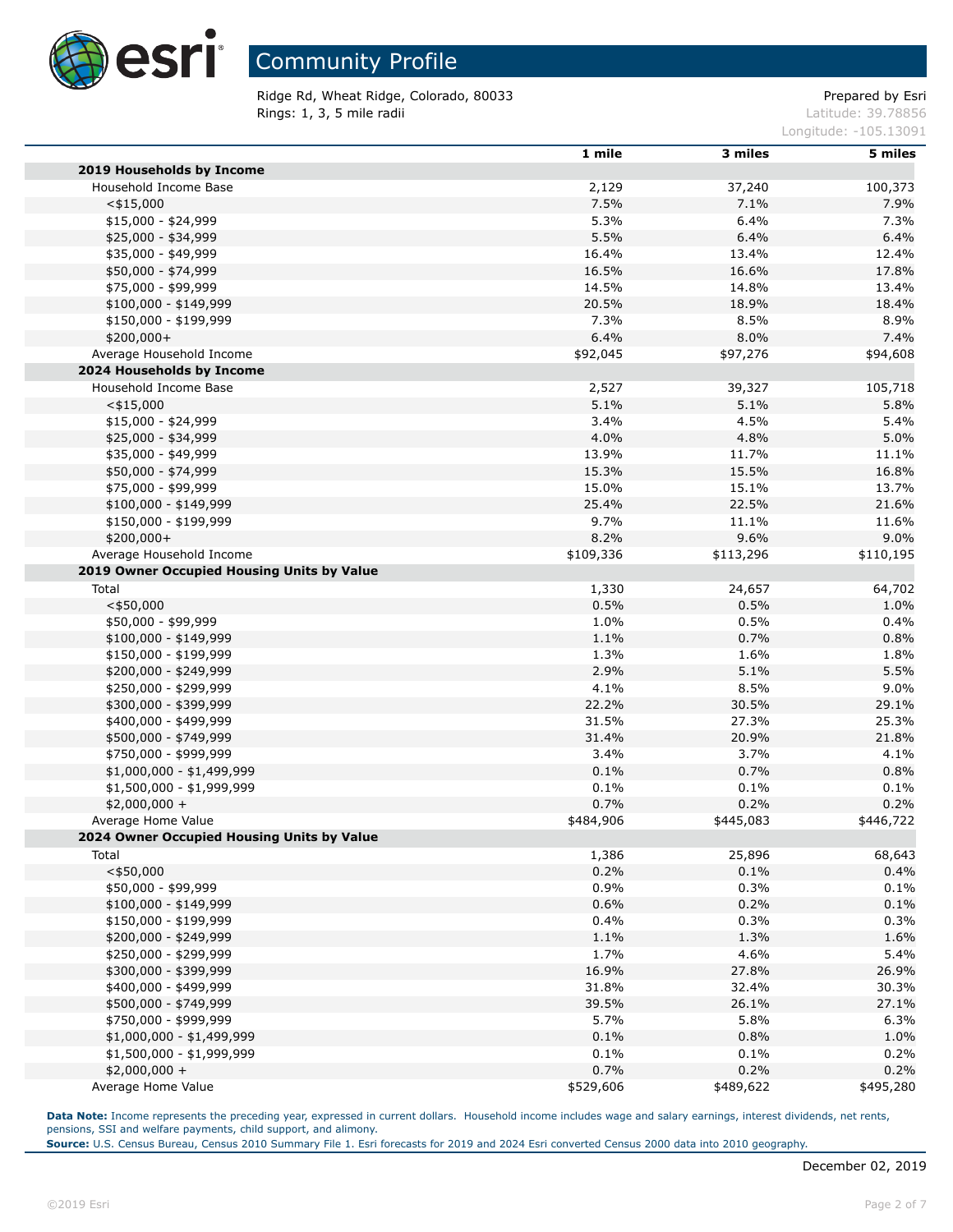# Community Profile

Ridge Rd, Wheat Ridge, Colorado, 80033
Rings: 1, 3, 5 mile radii

Prepared by Esri
Latitude: 39.78856
Longitude: -105.13091

| | 1 mile | 3 miles | 5 miles |
|---|---|---|---|
| **2019 Households by Income** | | | |
| Household Income Base | 2,129 | 37,240 | 100,373 |
| <$15,000 | 7.5% | 7.1% | 7.9% |
| $15,000 - $24,999 | 5.3% | 6.4% | 7.3% |
| $25,000 - $34,999 | 5.5% | 6.4% | 6.4% |
| $35,000 - $49,999 | 16.4% | 13.4% | 12.4% |
| $50,000 - $74,999 | 16.5% | 16.6% | 17.8% |
| $75,000 - $99,999 | 14.5% | 14.8% | 13.4% |
| $100,000 - $149,999 | 20.5% | 18.9% | 18.4% |
| $150,000 - $199,999 | 7.3% | 8.5% | 8.9% |
| $200,000+ | 6.4% | 8.0% | 7.4% |
| Average Household Income | $92,045 | $97,276 | $94,608 |
| **2024 Households by Income** | | | |
| Household Income Base | 2,527 | 39,327 | 105,718 |
| <$15,000 | 5.1% | 5.1% | 5.8% |
| $15,000 - $24,999 | 3.4% | 4.5% | 5.4% |
| $25,000 - $34,999 | 4.0% | 4.8% | 5.0% |
| $35,000 - $49,999 | 13.9% | 11.7% | 11.1% |
| $50,000 - $74,999 | 15.3% | 15.5% | 16.8% |
| $75,000 - $99,999 | 15.0% | 15.1% | 13.7% |
| $100,000 - $149,999 | 25.4% | 22.5% | 21.6% |
| $150,000 - $199,999 | 9.7% | 11.1% | 11.6% |
| $200,000+ | 8.2% | 9.6% | 9.0% |
| Average Household Income | $109,336 | $113,296 | $110,195 |
| **2019 Owner Occupied Housing Units by Value** | | | |
| Total | 1,330 | 24,657 | 64,702 |
| <$50,000 | 0.5% | 0.5% | 1.0% |
| $50,000 - $99,999 | 1.0% | 0.5% | 0.4% |
| $100,000 - $149,999 | 1.1% | 0.7% | 0.8% |
| $150,000 - $199,999 | 1.3% | 1.6% | 1.8% |
| $200,000 - $249,999 | 2.9% | 5.1% | 5.5% |
| $250,000 - $299,999 | 4.1% | 8.5% | 9.0% |
| $300,000 - $399,999 | 22.2% | 30.5% | 29.1% |
| $400,000 - $499,999 | 31.5% | 27.3% | 25.3% |
| $500,000 - $749,999 | 31.4% | 20.9% | 21.8% |
| $750,000 - $999,999 | 3.4% | 3.7% | 4.1% |
| $1,000,000 - $1,499,999 | 0.1% | 0.7% | 0.8% |
| $1,500,000 - $1,999,999 | 0.1% | 0.1% | 0.1% |
| $2,000,000 + | 0.7% | 0.2% | 0.2% |
| Average Home Value | $484,906 | $445,083 | $446,722 |
| **2024 Owner Occupied Housing Units by Value** | | | |
| Total | 1,386 | 25,896 | 68,643 |
| <$50,000 | 0.2% | 0.1% | 0.4% |
| $50,000 - $99,999 | 0.9% | 0.3% | 0.1% |
| $100,000 - $149,999 | 0.6% | 0.2% | 0.1% |
| $150,000 - $199,999 | 0.4% | 0.3% | 0.3% |
| $200,000 - $249,999 | 1.1% | 1.3% | 1.6% |
| $250,000 - $299,999 | 1.7% | 4.6% | 5.4% |
| $300,000 - $399,999 | 16.9% | 27.8% | 26.9% |
| $400,000 - $499,999 | 31.8% | 32.4% | 30.3% |
| $500,000 - $749,999 | 39.5% | 26.1% | 27.1% |
| $750,000 - $999,999 | 5.7% | 5.8% | 6.3% |
| $1,000,000 - $1,499,999 | 0.1% | 0.8% | 1.0% |
| $1,500,000 - $1,999,999 | 0.1% | 0.1% | 0.2% |
| $2,000,000 + | 0.7% | 0.2% | 0.2% |
| Average Home Value | $529,606 | $489,622 | $495,280 |

**Data Note:** Income represents the preceding year, expressed in current dollars. Household income includes wage and salary earnings, interest dividends, net rents, pensions, SSI and welfare payments, child support, and alimony.
**Source:** U.S. Census Bureau, Census 2010 Summary File 1. Esri forecasts for 2019 and 2024 Esri converted Census 2000 data into 2010 geography.

December 02, 2019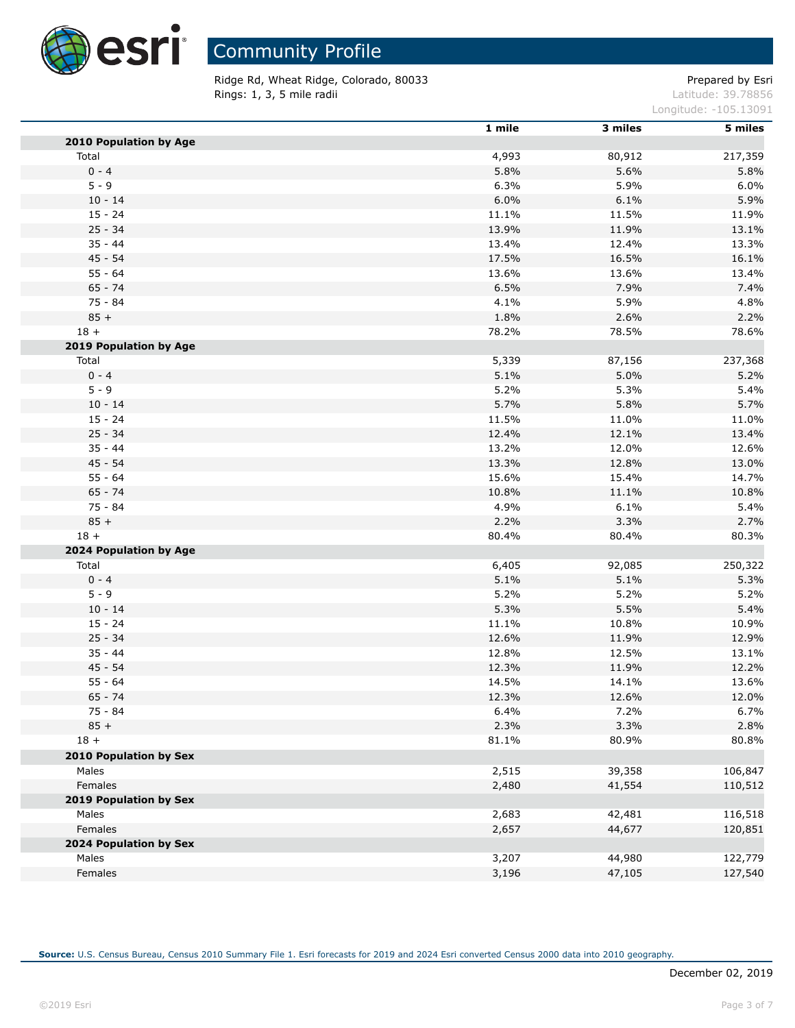# Community Profile

Ridge Rd, Wheat Ridge, Colorado, 80033
Rings: 1, 3, 5 mile radii

Prepared by Esri
Latitude: 39.78856
Longitude: -105.13091

| | 1 mile | 3 miles | 5 miles |
|---|---|---|---|
| **2010 Population by Age** | | | |
| Total | 4,993 | 80,912 | 217,359 |
| 0 - 4 | 5.8% | 5.6% | 5.8% |
| 5 - 9 | 6.3% | 5.9% | 6.0% |
| 10 - 14 | 6.0% | 6.1% | 5.9% |
| 15 - 24 | 11.1% | 11.5% | 11.9% |
| 25 - 34 | 13.9% | 11.9% | 13.1% |
| 35 - 44 | 13.4% | 12.4% | 13.3% |
| 45 - 54 | 17.5% | 16.5% | 16.1% |
| 55 - 64 | 13.6% | 13.6% | 13.4% |
| 65 - 74 | 6.5% | 7.9% | 7.4% |
| 75 - 84 | 4.1% | 5.9% | 4.8% |
| 85 + | 1.8% | 2.6% | 2.2% |
| 18 + | 78.2% | 78.5% | 78.6% |
| **2019 Population by Age** | | | |
| Total | 5,339 | 87,156 | 237,368 |
| 0 - 4 | 5.1% | 5.0% | 5.2% |
| 5 - 9 | 5.2% | 5.3% | 5.4% |
| 10 - 14 | 5.7% | 5.8% | 5.7% |
| 15 - 24 | 11.5% | 11.0% | 11.0% |
| 25 - 34 | 12.4% | 12.1% | 13.4% |
| 35 - 44 | 13.2% | 12.0% | 12.6% |
| 45 - 54 | 13.3% | 12.8% | 13.0% |
| 55 - 64 | 15.6% | 15.4% | 14.7% |
| 65 - 74 | 10.8% | 11.1% | 10.8% |
| 75 - 84 | 4.9% | 6.1% | 5.4% |
| 85 + | 2.2% | 3.3% | 2.7% |
| 18 + | 80.4% | 80.4% | 80.3% |
| **2024 Population by Age** | | | |
| Total | 6,405 | 92,085 | 250,322 |
| 0 - 4 | 5.1% | 5.1% | 5.3% |
| 5 - 9 | 5.2% | 5.2% | 5.2% |
| 10 - 14 | 5.3% | 5.5% | 5.4% |
| 15 - 24 | 11.1% | 10.8% | 10.9% |
| 25 - 34 | 12.6% | 11.9% | 12.9% |
| 35 - 44 | 12.8% | 12.5% | 13.1% |
| 45 - 54 | 12.3% | 11.9% | 12.2% |
| 55 - 64 | 14.5% | 14.1% | 13.6% |
| 65 - 74 | 12.3% | 12.6% | 12.0% |
| 75 - 84 | 6.4% | 7.2% | 6.7% |
| 85 + | 2.3% | 3.3% | 2.8% |
| 18 + | 81.1% | 80.9% | 80.8% |
| **2010 Population by Sex** | | | |
| Males | 2,515 | 39,358 | 106,847 |
| Females | 2,480 | 41,554 | 110,512 |
| **2019 Population by Sex** | | | |
| Males | 2,683 | 42,481 | 116,518 |
| Females | 2,657 | 44,677 | 120,851 |
| **2024 Population by Sex** | | | |
| Males | 3,207 | 44,980 | 122,779 |
| Females | 3,196 | 47,105 | 127,540 |

**Source:** U.S. Census Bureau, Census 2010 Summary File 1. Esri forecasts for 2019 and 2024 Esri converted Census 2000 data into 2010 geography.

December 02, 2019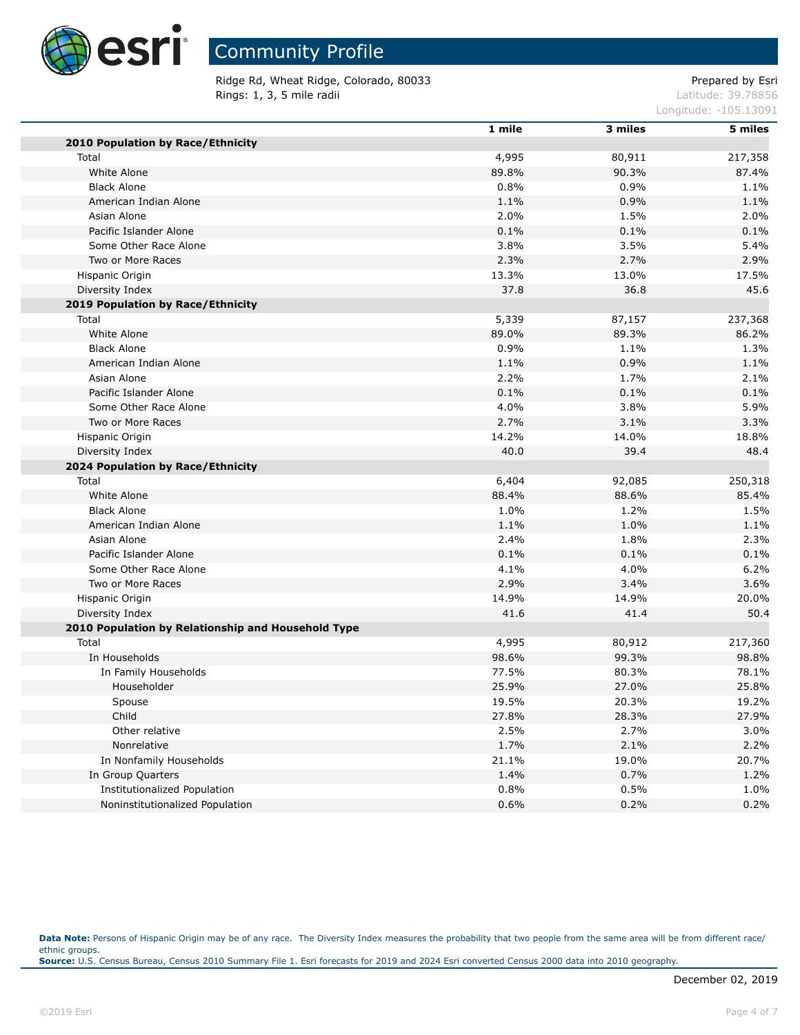# Community Profile

Ridge Rd, Wheat Ridge, Colorado, 80033
Rings: 1, 3, 5 mile radii

Prepared by Esri
Latitude: 39.78856
Longitude: -105.13091

| | 1 mile | 3 miles | 5 miles |
|---|---|---|---|
| **2010 Population by Race/Ethnicity** | | | |
| Total | 4,995 | 80,911 | 217,358 |
| White Alone | 89.8% | 90.3% | 87.4% |
| Black Alone | 0.8% | 0.9% | 1.1% |
| American Indian Alone | 1.1% | 0.9% | 1.1% |
| Asian Alone | 2.0% | 1.5% | 2.0% |
| Pacific Islander Alone | 0.1% | 0.1% | 0.1% |
| Some Other Race Alone | 3.8% | 3.5% | 5.4% |
| Two or More Races | 2.3% | 2.7% | 2.9% |
| Hispanic Origin | 13.3% | 13.0% | 17.5% |
| Diversity Index | 37.8 | 36.8 | 45.6 |
| **2019 Population by Race/Ethnicity** | | | |
| Total | 5,339 | 87,157 | 237,368 |
| White Alone | 89.0% | 89.3% | 86.2% |
| Black Alone | 0.9% | 1.1% | 1.3% |
| American Indian Alone | 1.1% | 0.9% | 1.1% |
| Asian Alone | 2.2% | 1.7% | 2.1% |
| Pacific Islander Alone | 0.1% | 0.1% | 0.1% |
| Some Other Race Alone | 4.0% | 3.8% | 5.9% |
| Two or More Races | 2.7% | 3.1% | 3.3% |
| Hispanic Origin | 14.2% | 14.0% | 18.8% |
| Diversity Index | 40.0 | 39.4 | 48.4 |
| **2024 Population by Race/Ethnicity** | | | |
| Total | 6,404 | 92,085 | 250,318 |
| White Alone | 88.4% | 88.6% | 85.4% |
| Black Alone | 1.0% | 1.2% | 1.5% |
| American Indian Alone | 1.1% | 1.0% | 1.1% |
| Asian Alone | 2.4% | 1.8% | 2.3% |
| Pacific Islander Alone | 0.1% | 0.1% | 0.1% |
| Some Other Race Alone | 4.1% | 4.0% | 6.2% |
| Two or More Races | 2.9% | 3.4% | 3.6% |
| Hispanic Origin | 14.9% | 14.9% | 20.0% |
| Diversity Index | 41.6 | 41.4 | 50.4 |
| **2010 Population by Relationship and Household Type** | | | |
| Total | 4,995 | 80,912 | 217,360 |
| In Households | 98.6% | 99.3% | 98.8% |
| In Family Households | 77.5% | 80.3% | 78.1% |
| Householder | 25.9% | 27.0% | 25.8% |
| Spouse | 19.5% | 20.3% | 19.2% |
| Child | 27.8% | 28.3% | 27.9% |
| Other relative | 2.5% | 2.7% | 3.0% |
| Nonrelative | 1.7% | 2.1% | 2.2% |
| In Nonfamily Households | 21.1% | 19.0% | 20.7% |
| In Group Quarters | 1.4% | 0.7% | 1.2% |
| Institutionalized Population | 0.8% | 0.5% | 1.0% |
| Noninstitutionalized Population | 0.6% | 0.2% | 0.2% |

**Data Note:** Persons of Hispanic Origin may be of any race. The Diversity Index measures the probability that two people from the same area will be from different race/ethnic groups.
**Source:** U.S. Census Bureau, Census 2010 Summary File 1. Esri forecasts for 2019 and 2024 Esri converted Census 2000 data into 2010 geography.

December 02, 2019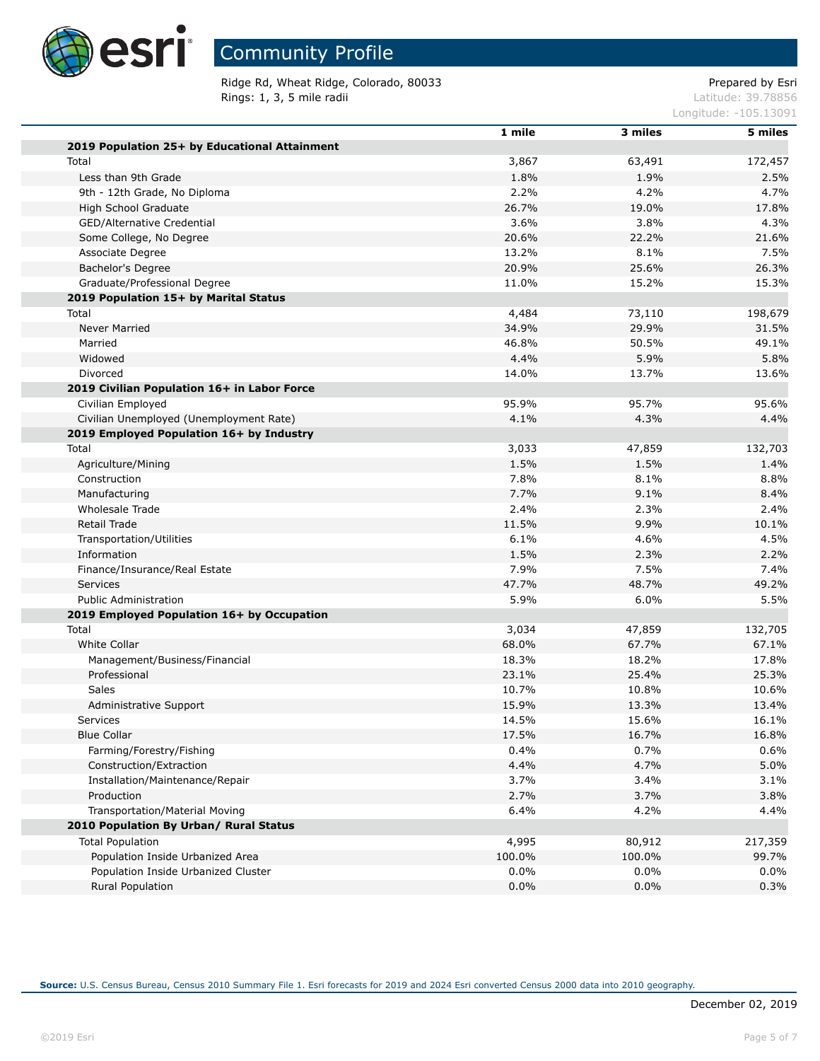# Community Profile

Ridge Rd, Wheat Ridge, Colorado, 80033
Rings: 1, 3, 5 mile radii

Prepared by Esri
Latitude: 39.78856
Longitude: -105.13091

| | 1 mile | 3 miles | 5 miles |
|---|---|---|---|
| **2019 Population 25+ by Educational Attainment** | | | |
| Total | 3,867 | 63,491 | 172,457 |
| Less than 9th Grade | 1.8% | 1.9% | 2.5% |
| 9th - 12th Grade, No Diploma | 2.2% | 4.2% | 4.7% |
| High School Graduate | 26.7% | 19.0% | 17.8% |
| GED/Alternative Credential | 3.6% | 3.8% | 4.3% |
| Some College, No Degree | 20.6% | 22.2% | 21.6% |
| Associate Degree | 13.2% | 8.1% | 7.5% |
| Bachelor's Degree | 20.9% | 25.6% | 26.3% |
| Graduate/Professional Degree | 11.0% | 15.2% | 15.3% |
| **2019 Population 15+ by Marital Status** | | | |
| Total | 4,484 | 73,110 | 198,679 |
| Never Married | 34.9% | 29.9% | 31.5% |
| Married | 46.8% | 50.5% | 49.1% |
| Widowed | 4.4% | 5.9% | 5.8% |
| Divorced | 14.0% | 13.7% | 13.6% |
| **2019 Civilian Population 16+ in Labor Force** | | | |
| Civilian Employed | 95.9% | 95.7% | 95.6% |
| Civilian Unemployed (Unemployment Rate) | 4.1% | 4.3% | 4.4% |
| **2019 Employed Population 16+ by Industry** | | | |
| Total | 3,033 | 47,859 | 132,703 |
| Agriculture/Mining | 1.5% | 1.5% | 1.4% |
| Construction | 7.8% | 8.1% | 8.8% |
| Manufacturing | 7.7% | 9.1% | 8.4% |
| Wholesale Trade | 2.4% | 2.3% | 2.4% |
| Retail Trade | 11.5% | 9.9% | 10.1% |
| Transportation/Utilities | 6.1% | 4.6% | 4.5% |
| Information | 1.5% | 2.3% | 2.2% |
| Finance/Insurance/Real Estate | 7.9% | 7.5% | 7.4% |
| Services | 47.7% | 48.7% | 49.2% |
| Public Administration | 5.9% | 6.0% | 5.5% |
| **2019 Employed Population 16+ by Occupation** | | | |
| Total | 3,034 | 47,859 | 132,705 |
| White Collar | 68.0% | 67.7% | 67.1% |
| Management/Business/Financial | 18.3% | 18.2% | 17.8% |
| Professional | 23.1% | 25.4% | 25.3% |
| Sales | 10.7% | 10.8% | 10.6% |
| Administrative Support | 15.9% | 13.3% | 13.4% |
| Services | 14.5% | 15.6% | 16.1% |
| Blue Collar | 17.5% | 16.7% | 16.8% |
| Farming/Forestry/Fishing | 0.4% | 0.7% | 0.6% |
| Construction/Extraction | 4.4% | 4.7% | 5.0% |
| Installation/Maintenance/Repair | 3.7% | 3.4% | 3.1% |
| Production | 2.7% | 3.7% | 3.8% |
| Transportation/Material Moving | 6.4% | 4.2% | 4.4% |
| **2010 Population By Urban/ Rural Status** | | | |
| Total Population | 4,995 | 80,912 | 217,359 |
| Population Inside Urbanized Area | 100.0% | 100.0% | 99.7% |
| Population Inside Urbanized Cluster | 0.0% | 0.0% | 0.0% |
| Rural Population | 0.0% | 0.0% | 0.3% |

**Source:** U.S. Census Bureau, Census 2010 Summary File 1. Esri forecasts for 2019 and 2024 Esri converted Census 2000 data into 2010 geography.

December 02, 2019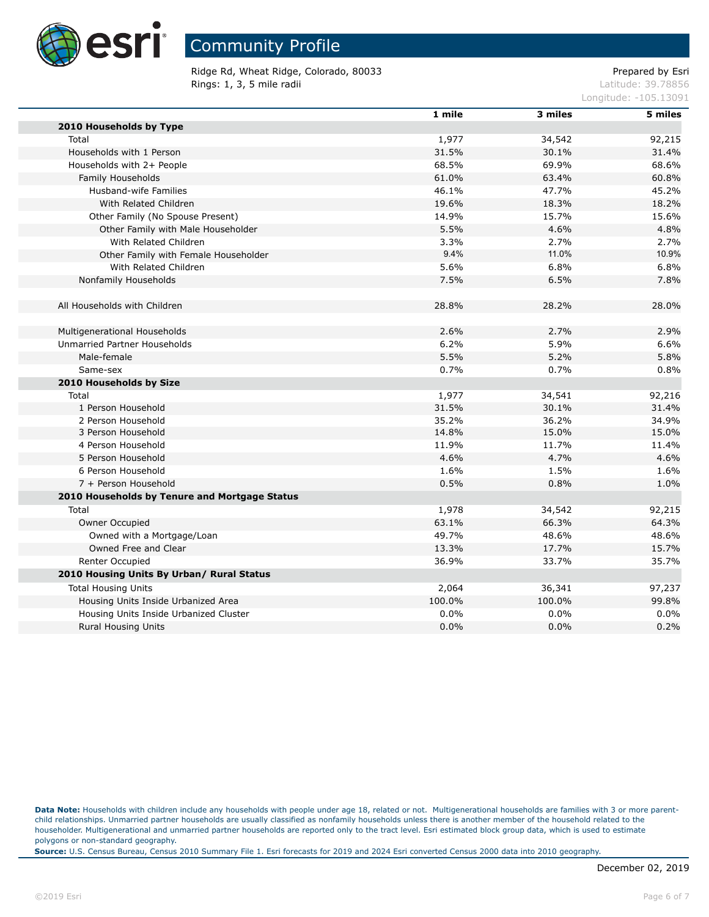# Community Profile

Ridge Rd, Wheat Ridge, Colorado, 80033
Rings: 1, 3, 5 mile radii

Prepared by Esri
Latitude: 39.78856
Longitude: -105.13091

| | 1 mile | 3 miles | 5 miles |
|---|---|---|---|
| **2010 Households by Type** | | | |
| Total | 1,977 | 34,542 | 92,215 |
| Households with 1 Person | 31.5% | 30.1% | 31.4% |
| Households with 2+ People | 68.5% | 69.9% | 68.6% |
| Family Households | 61.0% | 63.4% | 60.8% |
| Husband-wife Families | 46.1% | 47.7% | 45.2% |
| With Related Children | 19.6% | 18.3% | 18.2% |
| Other Family (No Spouse Present) | 14.9% | 15.7% | 15.6% |
| Other Family with Male Householder | 5.5% | 4.6% | 4.8% |
| With Related Children | 3.3% | 2.7% | 2.7% |
| Other Family with Female Householder | 9.4% | 11.0% | 10.9% |
| With Related Children | 5.6% | 6.8% | 6.8% |
| Nonfamily Households | 7.5% | 6.5% | 7.8% |
| | | | |
| All Households with Children | 28.8% | 28.2% | 28.0% |
| | | | |
| Multigenerational Households | 2.6% | 2.7% | 2.9% |
| Unmarried Partner Households | 6.2% | 5.9% | 6.6% |
| Male-female | 5.5% | 5.2% | 5.8% |
| Same-sex | 0.7% | 0.7% | 0.8% |
| **2010 Households by Size** | | | |
| Total | 1,977 | 34,541 | 92,216 |
| 1 Person Household | 31.5% | 30.1% | 31.4% |
| 2 Person Household | 35.2% | 36.2% | 34.9% |
| 3 Person Household | 14.8% | 15.0% | 15.0% |
| 4 Person Household | 11.9% | 11.7% | 11.4% |
| 5 Person Household | 4.6% | 4.7% | 4.6% |
| 6 Person Household | 1.6% | 1.5% | 1.6% |
| 7 + Person Household | 0.5% | 0.8% | 1.0% |
| **2010 Households by Tenure and Mortgage Status** | | | |
| Total | 1,978 | 34,542 | 92,215 |
| Owner Occupied | 63.1% | 66.3% | 64.3% |
| Owned with a Mortgage/Loan | 49.7% | 48.6% | 48.6% |
| Owned Free and Clear | 13.3% | 17.7% | 15.7% |
| Renter Occupied | 36.9% | 33.7% | 35.7% |
| **2010 Housing Units By Urban/ Rural Status** | | | |
| Total Housing Units | 2,064 | 36,341 | 97,237 |
| Housing Units Inside Urbanized Area | 100.0% | 100.0% | 99.8% |
| Housing Units Inside Urbanized Cluster | 0.0% | 0.0% | 0.0% |
| Rural Housing Units | 0.0% | 0.0% | 0.2% |

**Data Note:** Households with children include any households with people under age 18, related or not. Multigenerational households are families with 3 or more parent-child relationships. Unmarried partner households are usually classified as nonfamily households unless there is another member of the household related to the householder. Multigenerational and unmarried partner households are reported only to the tract level. Esri estimated block group data, which is used to estimate polygons or non-standard geography.

**Source:** U.S. Census Bureau, Census 2010 Summary File 1. Esri forecasts for 2019 and 2024 Esri converted Census 2000 data into 2010 geography.

December 02, 2019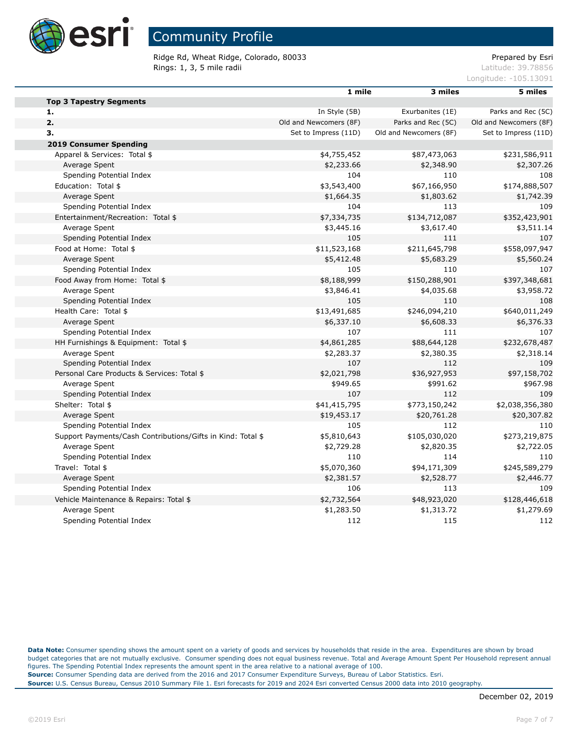# Community Profile

Ridge Rd, Wheat Ridge, Colorado, 80033
Rings: 1, 3, 5 mile radii

Prepared by Esri
Latitude: 39.78856
Longitude: -105.13091

| | 1 mile | 3 miles | 5 miles |
|---|---|---|---|
| **Top 3 Tapestry Segments** | | | |
| **1.** | In Style (5B) | Exurbanites (1E) | Parks and Rec (5C) |
| **2.** | Old and Newcomers (8F) | Parks and Rec (5C) | Old and Newcomers (8F) |
| **3.** | Set to Impress (11D) | Old and Newcomers (8F) | Set to Impress (11D) |
| **2019 Consumer Spending** | | | |
| Apparel & Services: Total $ | $4,755,452 | $87,473,063 | $231,586,911 |
| Average Spent | $2,233.66 | $2,348.90 | $2,307.26 |
| Spending Potential Index | 104 | 110 | 108 |
| Education: Total $ | $3,543,400 | $67,166,950 | $174,888,507 |
| Average Spent | $1,664.35 | $1,803.62 | $1,742.39 |
| Spending Potential Index | 104 | 113 | 109 |
| Entertainment/Recreation: Total $ | $7,334,735 | $134,712,087 | $352,423,901 |
| Average Spent | $3,445.16 | $3,617.40 | $3,511.14 |
| Spending Potential Index | 105 | 111 | 107 |
| Food at Home: Total $ | $11,523,168 | $211,645,798 | $558,097,947 |
| Average Spent | $5,412.48 | $5,683.29 | $5,560.24 |
| Spending Potential Index | 105 | 110 | 107 |
| Food Away from Home: Total $ | $8,188,999 | $150,288,901 | $397,348,681 |
| Average Spent | $3,846.41 | $4,035.68 | $3,958.72 |
| Spending Potential Index | 105 | 110 | 108 |
| Health Care: Total $ | $13,491,685 | $246,094,210 | $640,011,249 |
| Average Spent | $6,337.10 | $6,608.33 | $6,376.33 |
| Spending Potential Index | 107 | 111 | 107 |
| HH Furnishings & Equipment: Total $ | $4,861,285 | $88,644,128 | $232,678,487 |
| Average Spent | $2,283.37 | $2,380.35 | $2,318.14 |
| Spending Potential Index | 107 | 112 | 109 |
| Personal Care Products & Services: Total $ | $2,021,798 | $36,927,953 | $97,158,702 |
| Average Spent | $949.65 | $991.62 | $967.98 |
| Spending Potential Index | 107 | 112 | 109 |
| Shelter: Total $ | $41,415,795 | $773,150,242 | $2,038,356,380 |
| Average Spent | $19,453.17 | $20,761.28 | $20,307.82 |
| Spending Potential Index | 105 | 112 | 110 |
| Support Payments/Cash Contributions/Gifts in Kind: Total $ | $5,810,643 | $105,030,020 | $273,219,875 |
| Average Spent | $2,729.28 | $2,820.35 | $2,722.05 |
| Spending Potential Index | 110 | 114 | 110 |
| Travel: Total $ | $5,070,360 | $94,171,309 | $245,589,279 |
| Average Spent | $2,381.57 | $2,528.77 | $2,446.77 |
| Spending Potential Index | 106 | 113 | 109 |
| Vehicle Maintenance & Repairs: Total $ | $2,732,564 | $48,923,020 | $128,446,618 |
| Average Spent | $1,283.50 | $1,313.72 | $1,279.69 |
| Spending Potential Index | 112 | 115 | 112 |

**Data Note:** Consumer spending shows the amount spent on a variety of goods and services by households that reside in the area. Expenditures are shown by broad budget categories that are not mutually exclusive. Consumer spending does not equal business revenue. Total and Average Amount Spent Per Household represent annual figures. The Spending Potential Index represents the amount spent in the area relative to a national average of 100.
**Source:** Consumer Spending data are derived from the 2016 and 2017 Consumer Expenditure Surveys, Bureau of Labor Statistics. Esri.
**Source:** U.S. Census Bureau, Census 2010 Summary File 1. Esri forecasts for 2019 and 2024 Esri converted Census 2000 data into 2010 geography.

December 02, 2019